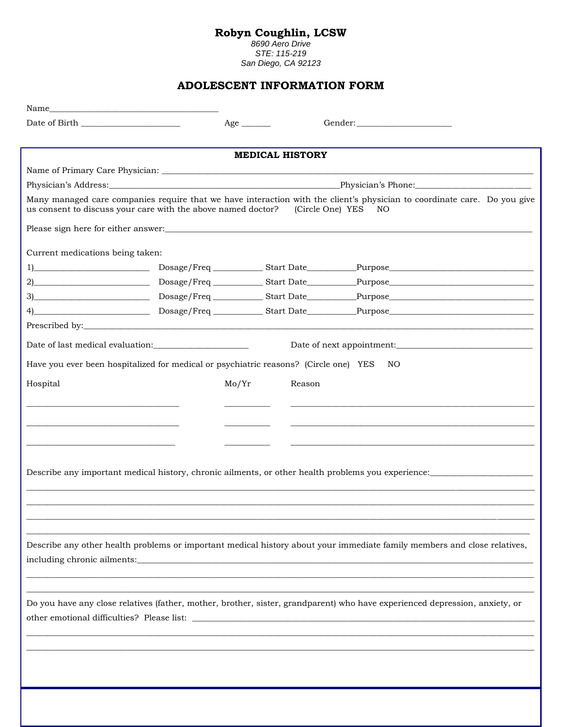**Robyn Coughlin, LCSW**
*8690 Aero Drive*
*STE: 115-219*
*San Diego, CA 92123*

## ADOLESCENT INFORMATION FORM

Name_______________________________________

Date of Birth ______________________ Age _______ Gender:______________________

### MEDICAL HISTORY

Name of Primary Care Physician: ______________________________________________________________

Physician's Address:__________________________________________Physician's Phone:_________________________

Many managed care companies require that we have interaction with the client's physician to coordinate care. Do you give us consent to discuss your care with the above named doctor? (Circle One) YES NO

Please sign here for either answer:________________________________________________________________

Current medications being taken:

1)__________________________ Dosage/Freq ___________ Start Date___________Purpose_________________________

2)__________________________ Dosage/Freq ___________ Start Date___________Purpose_________________________

3)__________________________ Dosage/Freq ___________ Start Date___________Purpose_________________________

4)__________________________ Dosage/Freq ___________ Start Date___________Purpose_________________________

Prescribed by:________________________________________________________________________________

Date of last medical evaluation:______________________ Date of next appointment:________________________________

Have you ever been hospitalized for medical or psychiatric reasons? (Circle one) YES NO

| Hospital | Mo/Yr | Reason |
| --- | --- | --- |
| ___________________________________ | __________ | ___________________________________ |
| ___________________________________ | __________ | ___________________________________ |
| ___________________________________ | __________ | ___________________________________ |

Describe any important medical history, chronic ailments, or other health problems you experience:________________________

____________________________________________________________________________________________

____________________________________________________________________________________________

____________________________________________________________________________________________

____________________________________________________________________________________________

Describe any other health problems or important medical history about your immediate family members and close relatives, including chronic ailments:________________________________________________________________

____________________________________________________________________________________________

____________________________________________________________________________________________

Do you have any close relatives (father, mother, brother, sister, grandparent) who have experienced depression, anxiety, or other emotional difficulties? Please list: ____________________________________________________________

____________________________________________________________________________________________

____________________________________________________________________________________________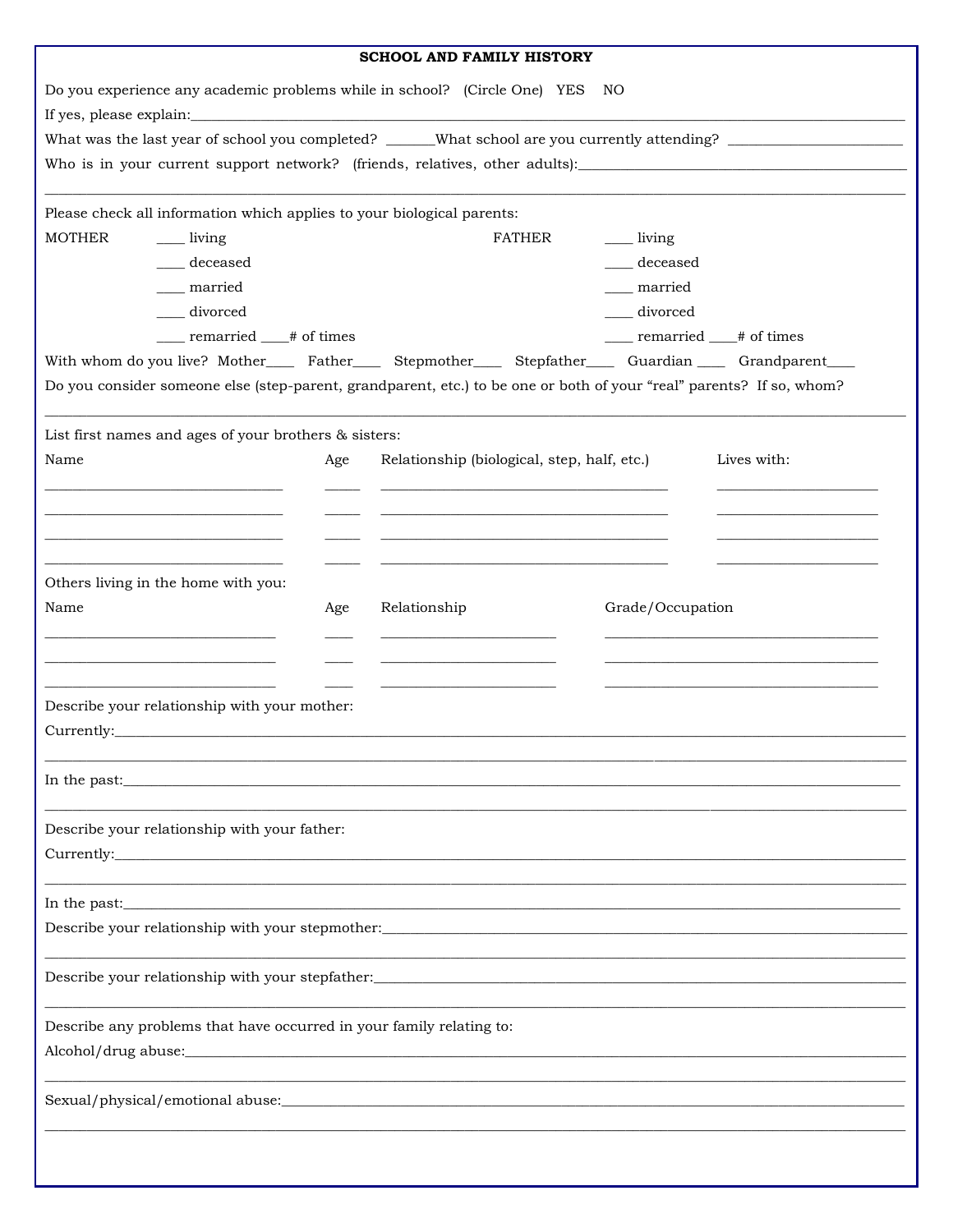## SCHOOL AND FAMILY HISTORY

Do you experience any academic problems while in school? (Circle One) YES NO

If yes, please explain:\_\_\_\_\_\_\_\_\_\_\_\_\_\_\_\_\_\_\_\_\_\_\_\_\_\_\_\_\_\_\_\_\_\_\_\_\_\_\_\_\_\_\_\_\_\_\_\_

What was the last year of school you completed? \_\_\_\_\_\_\_What school are you currently attending? \_\_\_\_\_\_\_\_\_\_\_\_\_\_\_\_\_\_\_\_\_\_\_\_

Who is in your current support network? (friends, relatives, other adults):\_\_\_\_\_\_\_\_\_\_\_\_\_\_\_\_\_\_\_\_\_\_\_\_\_\_\_\_\_\_\_\_\_\_\_\_\_\_\_\_\_\_\_\_\_\_

\_\_\_\_\_\_\_\_\_\_\_\_\_\_\_\_\_\_\_\_\_\_\_\_\_\_\_\_\_\_\_\_\_\_\_\_\_\_\_\_\_\_\_\_\_\_\_\_\_\_\_\_\_\_\_\_\_\_\_\_\_\_\_\_\_\_\_\_\_\_\_\_\_\_\_\_\_\_\_\_\_\_\_\_\_\_\_\_

Please check all information which applies to your biological parents:

| MOTHER | | FATHER | |
|---|---|---|---|
| | \_\_\_\_ living | | \_\_\_\_ living |
| | \_\_\_\_ deceased | | \_\_\_\_ deceased |
| | \_\_\_\_ married | | \_\_\_\_ married |
| | \_\_\_\_ divorced | | \_\_\_\_ divorced |
| | \_\_\_\_ remarried \_\_\_\_# of times | | \_\_\_\_ remarried \_\_\_\_# of times |

With whom do you live? Mother\_\_\_\_ Father\_\_\_\_ Stepmother\_\_\_\_ Stepfather\_\_\_\_ Guardian \_\_\_\_ Grandparent\_\_\_\_

Do you consider someone else (step-parent, grandparent, etc.) to be one or both of your "real" parents? If so, whom?

\_\_\_\_\_\_\_\_\_\_\_\_\_\_\_\_\_\_\_\_\_\_\_\_\_\_\_\_\_\_\_\_\_\_\_\_\_\_\_\_\_\_\_\_\_\_\_\_\_\_\_\_\_\_\_\_\_\_\_\_\_\_\_\_\_\_\_\_\_\_\_\_\_\_\_\_\_\_\_\_\_\_\_\_\_\_\_\_

List first names and ages of your brothers & sisters:

| Name | Age | Relationship (biological, step, half, etc.) | Lives with: |
|---|---|---|---|
| | | | |
| | | | |
| | | | |
| | | | |

Others living in the home with you:

| Name | Age | Relationship | Grade/Occupation |
|---|---|---|---|
| | | | |
| | | | |
| | | | |

Describe your relationship with your mother:

Currently:\_\_\_\_\_\_\_\_\_\_\_\_\_\_\_\_\_\_\_\_\_\_\_\_\_\_\_\_\_\_\_\_\_\_\_\_\_\_\_\_\_\_\_\_\_\_\_\_\_\_\_\_\_\_\_\_\_\_\_\_\_\_\_\_\_\_\_\_\_\_\_\_\_\_\_\_\_\_\_\_

\_\_\_\_\_\_\_\_\_\_\_\_\_\_\_\_\_\_\_\_\_\_\_\_\_\_\_\_\_\_\_\_\_\_\_\_\_\_\_\_\_\_\_\_\_\_\_\_\_\_\_\_\_\_\_\_\_\_\_\_\_\_\_\_\_\_\_\_\_\_\_\_\_\_\_\_\_\_\_\_\_\_\_\_\_\_\_\_

In the past:\_\_\_\_\_\_\_\_\_\_\_\_\_\_\_\_\_\_\_\_\_\_\_\_\_\_\_\_\_\_\_\_\_\_\_\_\_\_\_\_\_\_\_\_\_\_\_\_\_\_\_\_\_\_\_\_\_\_\_\_\_\_\_\_\_\_\_\_\_\_\_\_\_\_\_\_\_\_

\_\_\_\_\_\_\_\_\_\_\_\_\_\_\_\_\_\_\_\_\_\_\_\_\_\_\_\_\_\_\_\_\_\_\_\_\_\_\_\_\_\_\_\_\_\_\_\_\_\_\_\_\_\_\_\_\_\_\_\_\_\_\_\_\_\_\_\_\_\_\_\_\_\_\_\_\_\_\_\_\_\_\_\_\_\_\_\_

Describe your relationship with your father:

Currently:\_\_\_\_\_\_\_\_\_\_\_\_\_\_\_\_\_\_\_\_\_\_\_\_\_\_\_\_\_\_\_\_\_\_\_\_\_\_\_\_\_\_\_\_\_\_\_\_\_\_\_\_\_\_\_\_\_\_\_\_\_\_\_\_\_\_\_\_\_\_\_\_\_\_\_\_\_\_\_\_

\_\_\_\_\_\_\_\_\_\_\_\_\_\_\_\_\_\_\_\_\_\_\_\_\_\_\_\_\_\_\_\_\_\_\_\_\_\_\_\_\_\_\_\_\_\_\_\_\_\_\_\_\_\_\_\_\_\_\_\_\_\_\_\_\_\_\_\_\_\_\_\_\_\_\_\_\_\_\_\_\_\_\_\_\_\_\_\_

In the past:\_\_\_\_\_\_\_\_\_\_\_\_\_\_\_\_\_\_\_\_\_\_\_\_\_\_\_\_\_\_\_\_\_\_\_\_\_\_\_\_\_\_\_\_\_\_\_\_\_\_\_\_\_\_\_\_\_\_\_\_\_\_\_\_\_\_\_\_\_\_\_\_\_\_\_\_\_\_

Describe your relationship with your stepmother:\_\_\_\_\_\_\_\_\_\_\_\_\_\_\_\_\_\_\_\_\_\_\_\_\_\_\_\_\_\_\_\_\_\_\_\_\_\_\_\_\_\_\_\_\_\_\_\_\_\_\_\_\_\_\_\_

\_\_\_\_\_\_\_\_\_\_\_\_\_\_\_\_\_\_\_\_\_\_\_\_\_\_\_\_\_\_\_\_\_\_\_\_\_\_\_\_\_\_\_\_\_\_\_\_\_\_\_\_\_\_\_\_\_\_\_\_\_\_\_\_\_\_\_\_\_\_\_\_\_\_\_\_\_\_\_\_\_\_\_\_\_\_\_\_

Describe your relationship with your stepfather:\_\_\_\_\_\_\_\_\_\_\_\_\_\_\_\_\_\_\_\_\_\_\_\_\_\_\_\_\_\_\_\_\_\_\_\_\_\_\_\_\_\_\_\_\_\_\_\_\_\_\_\_\_\_\_\_

\_\_\_\_\_\_\_\_\_\_\_\_\_\_\_\_\_\_\_\_\_\_\_\_\_\_\_\_\_\_\_\_\_\_\_\_\_\_\_\_\_\_\_\_\_\_\_\_\_\_\_\_\_\_\_\_\_\_\_\_\_\_\_\_\_\_\_\_\_\_\_\_\_\_\_\_\_\_\_\_\_\_\_\_\_\_\_\_

Describe any problems that have occurred in your family relating to:

Alcohol/drug abuse:\_\_\_\_\_\_\_\_\_\_\_\_\_\_\_\_\_\_\_\_\_\_\_\_\_\_\_\_\_\_\_\_\_\_\_\_\_\_\_\_\_\_\_\_\_\_\_\_\_\_\_\_\_\_\_\_\_\_\_\_\_\_\_\_\_\_\_\_\_\_\_\_\_\_\_

\_\_\_\_\_\_\_\_\_\_\_\_\_\_\_\_\_\_\_\_\_\_\_\_\_\_\_\_\_\_\_\_\_\_\_\_\_\_\_\_\_\_\_\_\_\_\_\_\_\_\_\_\_\_\_\_\_\_\_\_\_\_\_\_\_\_\_\_\_\_\_\_\_\_\_\_\_\_\_\_\_\_\_\_\_\_\_\_

Sexual/physical/emotional abuse:\_\_\_\_\_\_\_\_\_\_\_\_\_\_\_\_\_\_\_\_\_\_\_\_\_\_\_\_\_\_\_\_\_\_\_\_\_\_\_\_\_\_\_\_\_\_\_\_\_\_\_\_\_\_\_\_\_\_\_\_\_\_\_\_\_

\_\_\_\_\_\_\_\_\_\_\_\_\_\_\_\_\_\_\_\_\_\_\_\_\_\_\_\_\_\_\_\_\_\_\_\_\_\_\_\_\_\_\_\_\_\_\_\_\_\_\_\_\_\_\_\_\_\_\_\_\_\_\_\_\_\_\_\_\_\_\_\_\_\_\_\_\_\_\_\_\_\_\_\_\_\_\_\_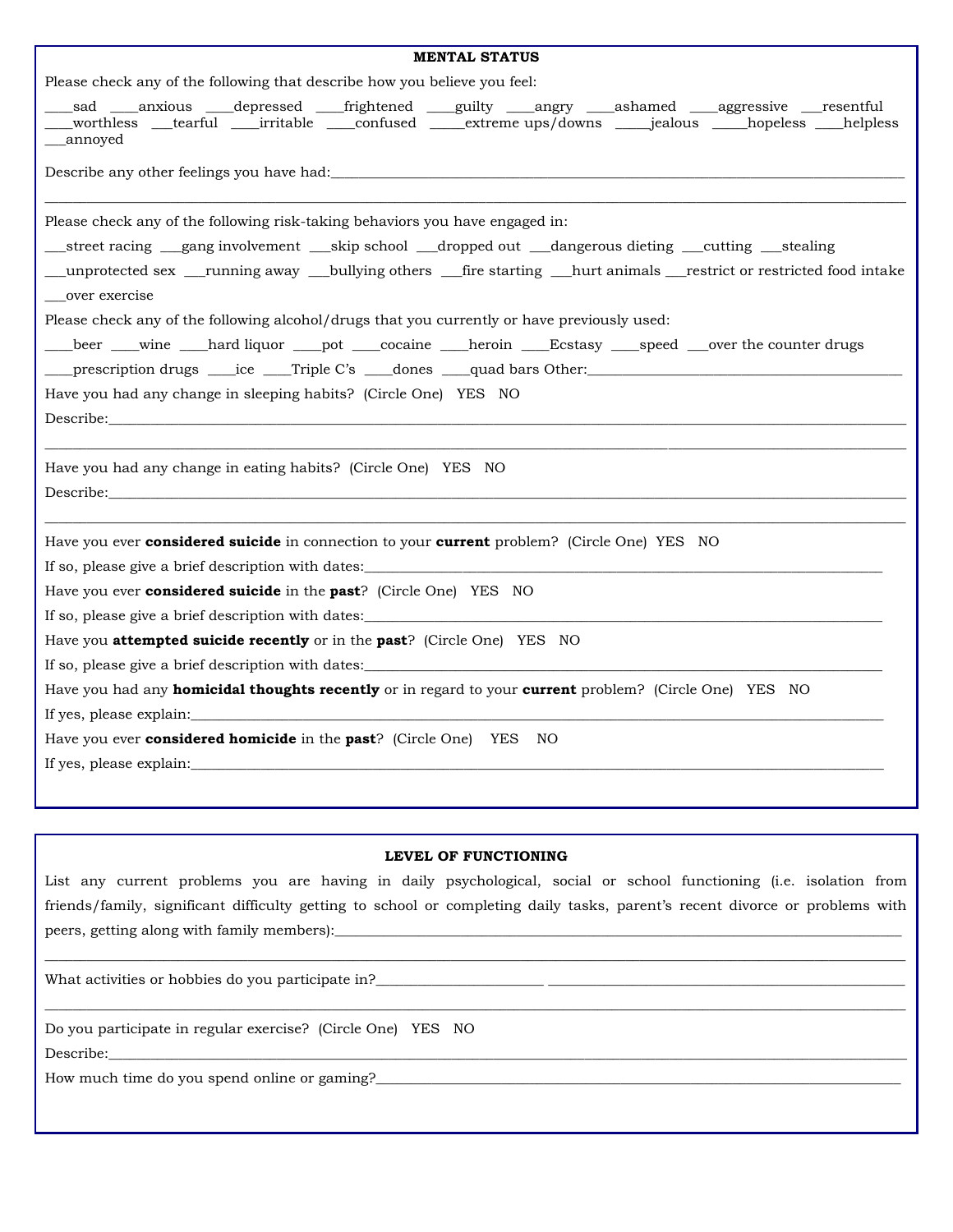## MENTAL STATUS

Please check any of the following that describe how you believe you feel:

____sad ____anxious ____depressed ____frightened ____guilty ____angry ____ashamed ____aggressive ___resentful ____worthless ___tearful ____irritable ____confused _____extreme ups/downs _____jealous _____hopeless ____helpless ___annoyed

Describe any other feelings you have had:________________________________________________________________________________

________________________________________________________________________________________________________________

Please check any of the following risk-taking behaviors you have engaged in:

___street racing ___gang involvement ___skip school ___dropped out ___dangerous dieting ___cutting ___stealing

___unprotected sex ___running away ___bullying others ___fire starting ___hurt animals ___restrict or restricted food intake

___over exercise

Please check any of the following alcohol/drugs that you currently or have previously used:

____beer ____wine ____hard liquor ____pot ____cocaine ____heroin ____Ecstasy ____speed ___over the counter drugs

____prescription drugs ____ice ____Triple C's ____dones ____quad bars Other:_____________________________________________

Have you had any change in sleeping habits? (Circle One) YES NO

Describe:______________________________________________________________________________________________________

________________________________________________________________________________________________________________

Have you had any change in eating habits? (Circle One) YES NO

Describe:______________________________________________________________________________________________________

________________________________________________________________________________________________________________

Have you ever **considered suicide** in connection to your **current** problem? (Circle One) YES NO

If so, please give a brief description with dates:___________________________________________________________________________

Have you ever **considered suicide** in the **past**? (Circle One) YES NO

If so, please give a brief description with dates:___________________________________________________________________________

Have you **attempted suicide recently** or in the **past**? (Circle One) YES NO

If so, please give a brief description with dates:___________________________________________________________________________

Have you had any **homicidal thoughts recently** or in regard to your **current** problem? (Circle One) YES NO

If yes, please explain:_________________________________________________________________________________________________

Have you ever **considered homicide** in the **past**? (Circle One) YES NO

If yes, please explain:_________________________________________________________________________________________________

## LEVEL OF FUNCTIONING

List any current problems you are having in daily psychological, social or school functioning (i.e. isolation from friends/family, significant difficulty getting to school or completing daily tasks, parent's recent divorce or problems with peers, getting along with family members):________________________________________________________________________________

________________________________________________________________________________________________________________

What activities or hobbies do you participate in?_______________________ _______________________________________________

________________________________________________________________________________________________________________

Do you participate in regular exercise? (Circle One) YES NO

Describe:______________________________________________________________________________________________________

How much time do you spend online or gaming?______________________________________________________________________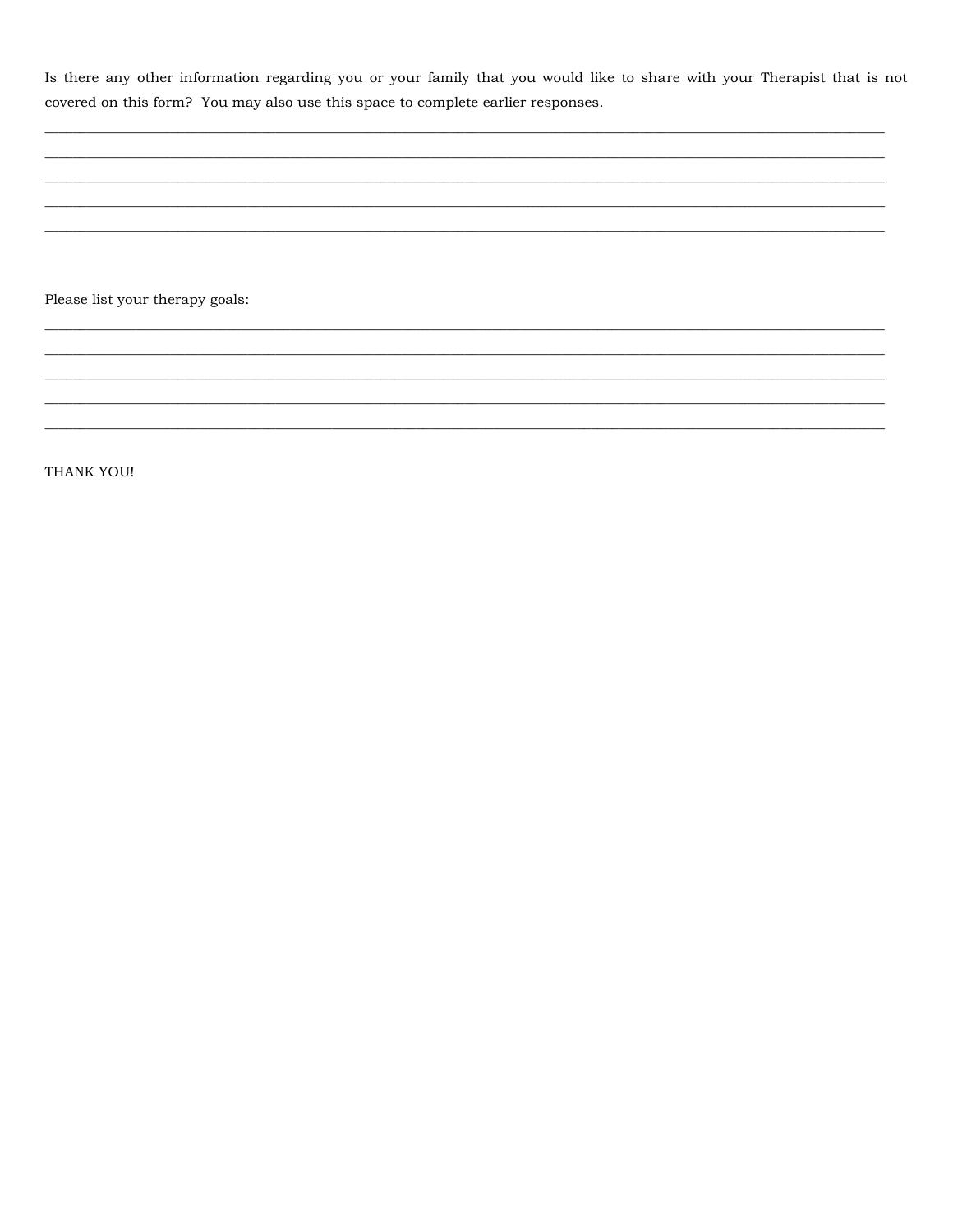Is there any other information regarding you or your family that you would like to share with your Therapist that is not covered on this form? You may also use this space to complete earlier responses.

_______________________________________________________________________________________________

_______________________________________________________________________________________________

_______________________________________________________________________________________________

_______________________________________________________________________________________________

_______________________________________________________________________________________________

Please list your therapy goals:

_______________________________________________________________________________________________

_______________________________________________________________________________________________

_______________________________________________________________________________________________

_______________________________________________________________________________________________

_______________________________________________________________________________________________

THANK YOU!